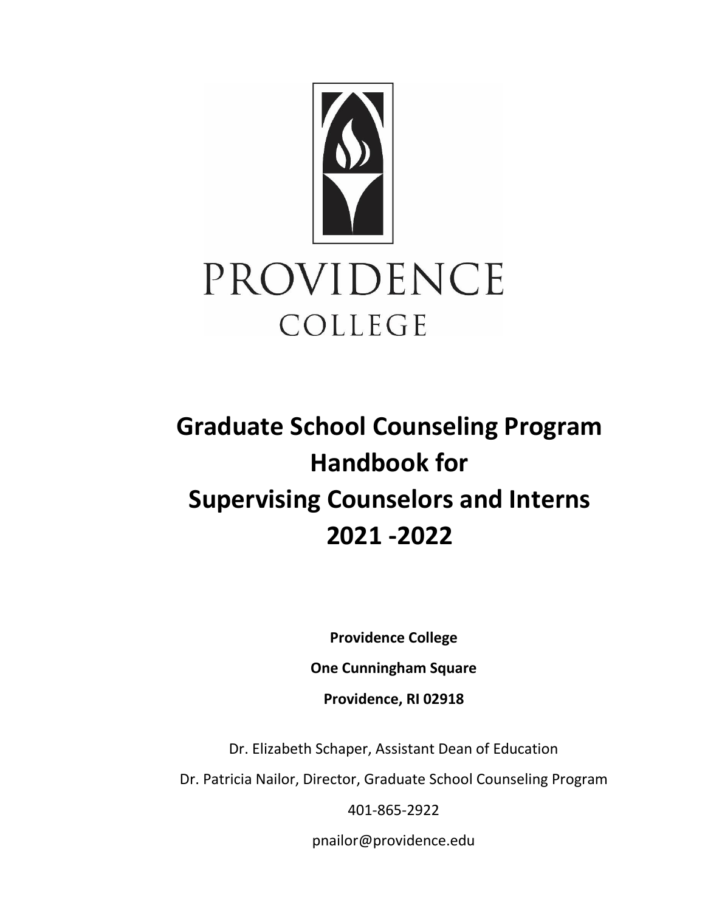PROVIDENCE
COLLEGE

# Graduate School Counseling Program Handbook for Supervising Counselors and Interns 2021 -2022

**Providence College**

**One Cunningham Square**

**Providence, RI 02918**

Dr. Elizabeth Schaper, Assistant Dean of Education

Dr. Patricia Nailor, Director, Graduate School Counseling Program

401-865-2922

pnailor@providence.edu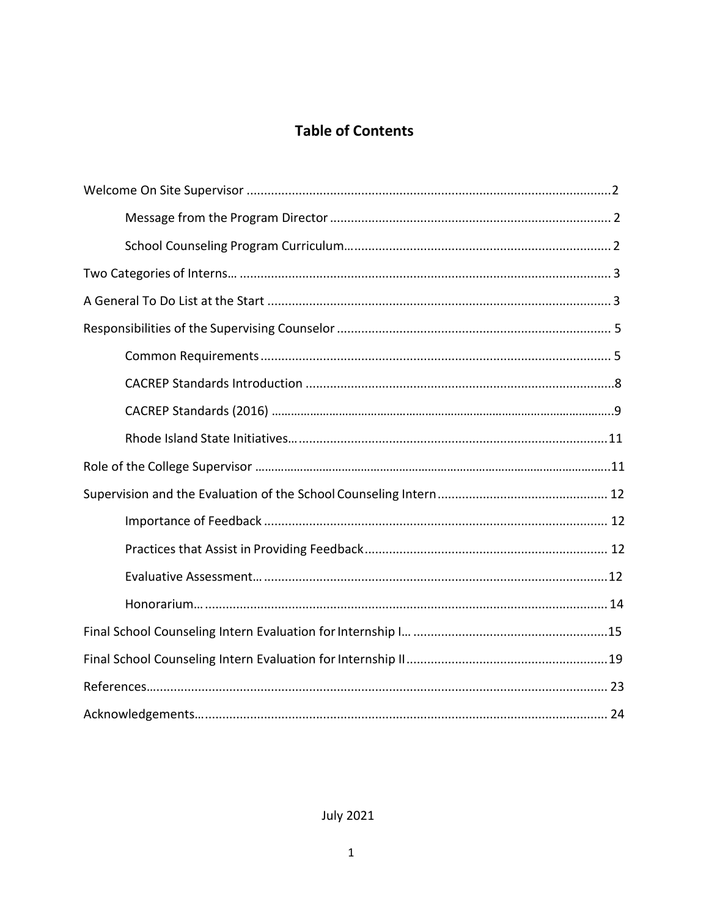# Table of Contents

- Welcome On Site Supervisor ....... 2
  - Message from the Program Director ....... 2
  - School Counseling Program Curriculum ....... 2
- Two Categories of Interns ....... 3
- A General To Do List at the Start ....... 3
- Responsibilities of the Supervising Counselor ....... 5
  - Common Requirements ....... 5
  - CACREP Standards Introduction ....... 8
  - CACREP Standards (2016) ....... 9
  - Rhode Island State Initiatives ....... 11
- Role of the College Supervisor ....... 11
- Supervision and the Evaluation of the School Counseling Intern ....... 12
  - Importance of Feedback ....... 12
  - Practices that Assist in Providing Feedback ....... 12
  - Evaluative Assessment ....... 12
  - Honorarium ....... 14
- Final School Counseling Intern Evaluation for Internship I ....... 15
- Final School Counseling Intern Evaluation for Internship II ....... 19
- References ....... 23
- Acknowledgements ....... 24

July 2021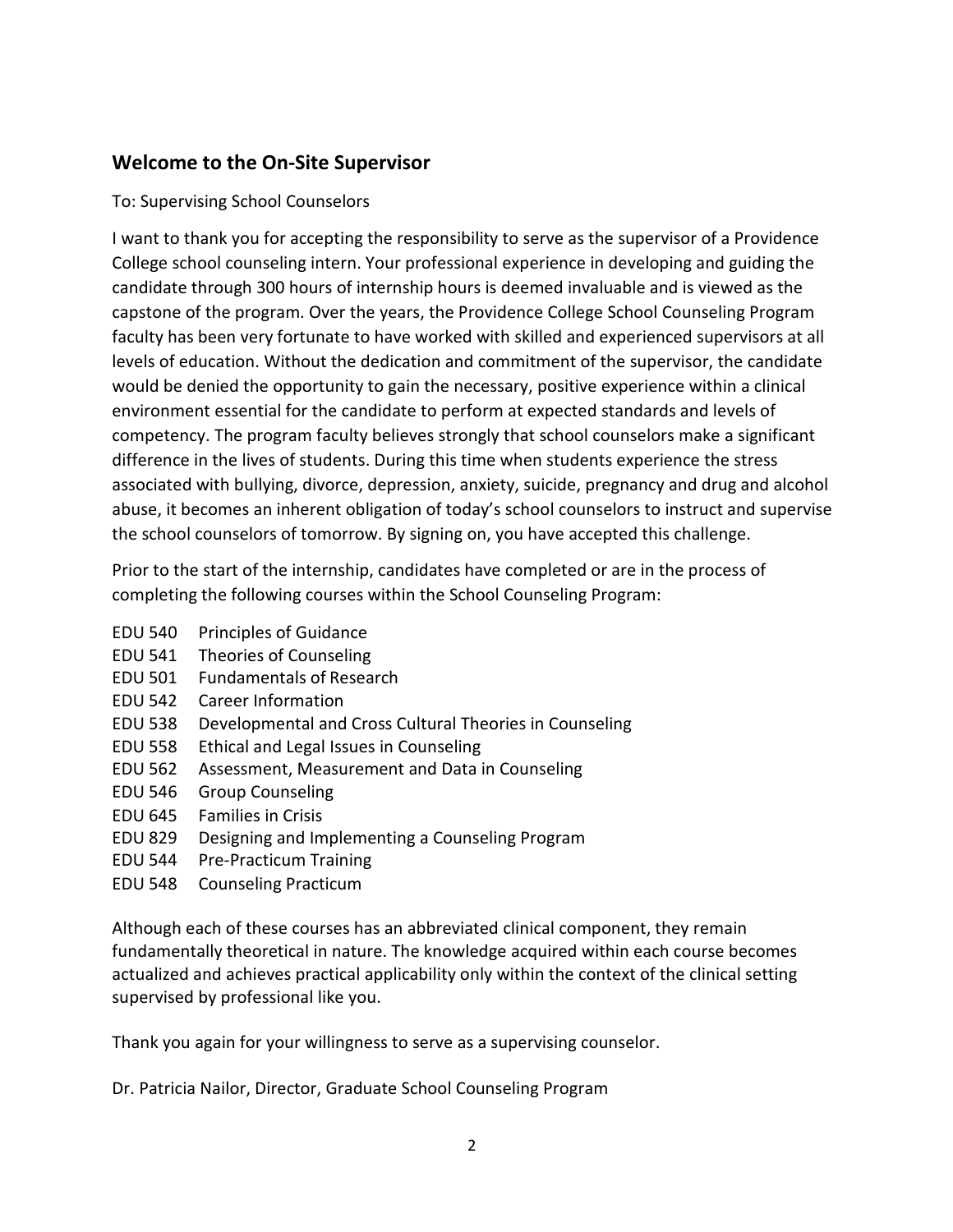## Welcome to the On-Site Supervisor

To: Supervising School Counselors

I want to thank you for accepting the responsibility to serve as the supervisor of a Providence College school counseling intern. Your professional experience in developing and guiding the candidate through 300 hours of internship hours is deemed invaluable and is viewed as the capstone of the program. Over the years, the Providence College School Counseling Program faculty has been very fortunate to have worked with skilled and experienced supervisors at all levels of education. Without the dedication and commitment of the supervisor, the candidate would be denied the opportunity to gain the necessary, positive experience within a clinical environment essential for the candidate to perform at expected standards and levels of competency. The program faculty believes strongly that school counselors make a significant difference in the lives of students. During this time when students experience the stress associated with bullying, divorce, depression, anxiety, suicide, pregnancy and drug and alcohol abuse, it becomes an inherent obligation of today's school counselors to instruct and supervise the school counselors of tomorrow. By signing on, you have accepted this challenge.

Prior to the start of the internship, candidates have completed or are in the process of completing the following courses within the School Counseling Program:

- EDU 540 Principles of Guidance
- EDU 541 Theories of Counseling
- EDU 501 Fundamentals of Research
- EDU 542 Career Information
- EDU 538 Developmental and Cross Cultural Theories in Counseling
- EDU 558 Ethical and Legal Issues in Counseling
- EDU 562 Assessment, Measurement and Data in Counseling
- EDU 546 Group Counseling
- EDU 645 Families in Crisis
- EDU 829 Designing and Implementing a Counseling Program
- EDU 544 Pre-Practicum Training
- EDU 548 Counseling Practicum

Although each of these courses has an abbreviated clinical component, they remain fundamentally theoretical in nature. The knowledge acquired within each course becomes actualized and achieves practical applicability only within the context of the clinical setting supervised by professional like you.

Thank you again for your willingness to serve as a supervising counselor.

Dr. Patricia Nailor, Director, Graduate School Counseling Program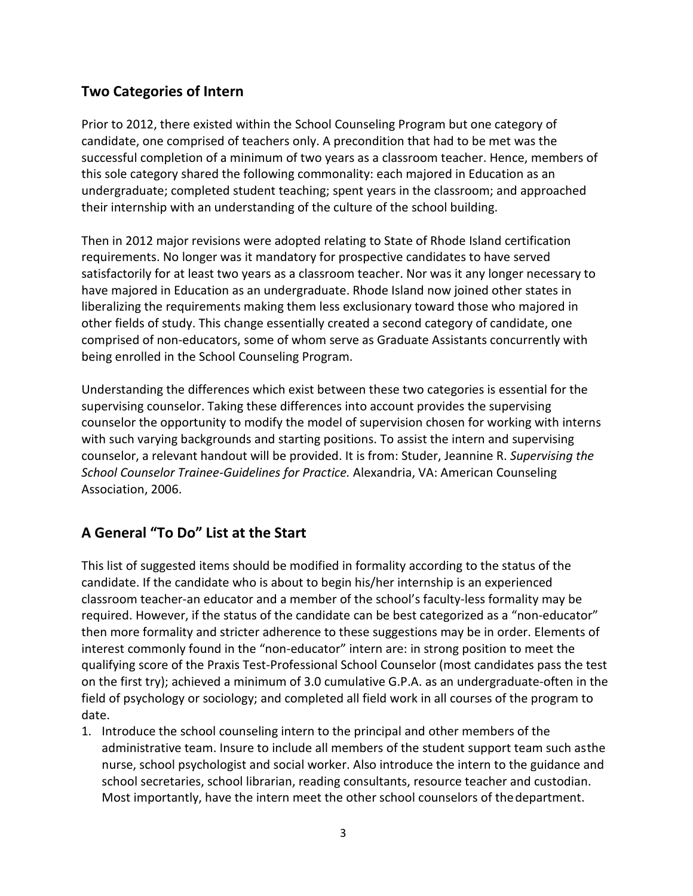## Two Categories of Intern

Prior to 2012, there existed within the School Counseling Program but one category of candidate, one comprised of teachers only. A precondition that had to be met was the successful completion of a minimum of two years as a classroom teacher. Hence, members of this sole category shared the following commonality: each majored in Education as an undergraduate; completed student teaching; spent years in the classroom; and approached their internship with an understanding of the culture of the school building.

Then in 2012 major revisions were adopted relating to State of Rhode Island certification requirements. No longer was it mandatory for prospective candidates to have served satisfactorily for at least two years as a classroom teacher. Nor was it any longer necessary to have majored in Education as an undergraduate. Rhode Island now joined other states in liberalizing the requirements making them less exclusionary toward those who majored in other fields of study. This change essentially created a second category of candidate, one comprised of non-educators, some of whom serve as Graduate Assistants concurrently with being enrolled in the School Counseling Program.

Understanding the differences which exist between these two categories is essential for the supervising counselor. Taking these differences into account provides the supervising counselor the opportunity to modify the model of supervision chosen for working with interns with such varying backgrounds and starting positions. To assist the intern and supervising counselor, a relevant handout will be provided. It is from: Studer, Jeannine R. *Supervising the School Counselor Trainee-Guidelines for Practice.* Alexandria, VA: American Counseling Association, 2006.

## A General "To Do" List at the Start

This list of suggested items should be modified in formality according to the status of the candidate. If the candidate who is about to begin his/her internship is an experienced classroom teacher-an educator and a member of the school's faculty-less formality may be required. However, if the status of the candidate can be best categorized as a "non-educator" then more formality and stricter adherence to these suggestions may be in order. Elements of interest commonly found in the "non-educator" intern are: in strong position to meet the qualifying score of the Praxis Test-Professional School Counselor (most candidates pass the test on the first try); achieved a minimum of 3.0 cumulative G.P.A. as an undergraduate-often in the field of psychology or sociology; and completed all field work in all courses of the program to date.

1. Introduce the school counseling intern to the principal and other members of the administrative team. Insure to include all members of the student support team such as the nurse, school psychologist and social worker. Also introduce the intern to the guidance and school secretaries, school librarian, reading consultants, resource teacher and custodian. Most importantly, have the intern meet the other school counselors of the department.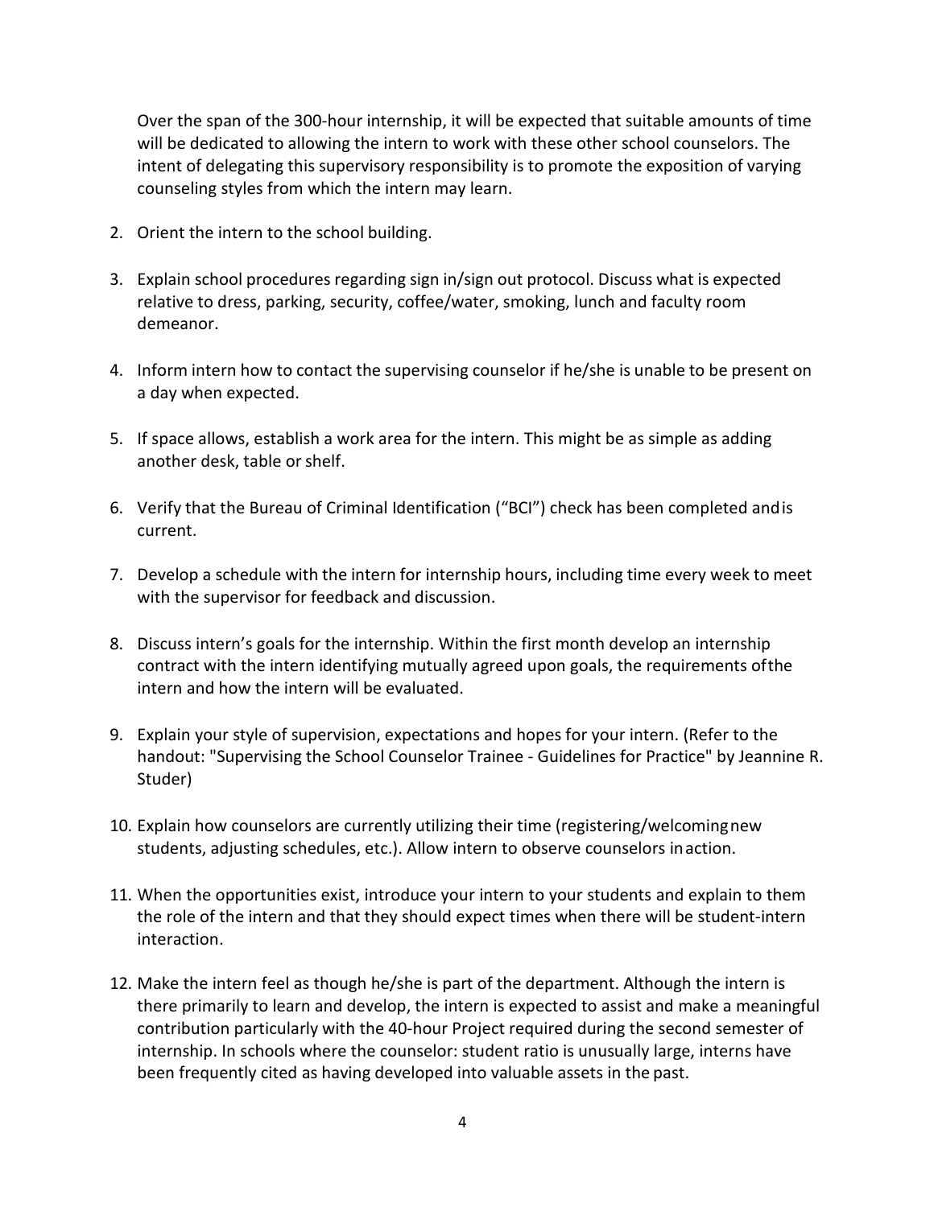Over the span of the 300-hour internship, it will be expected that suitable amounts of time will be dedicated to allowing the intern to work with these other school counselors. The intent of delegating this supervisory responsibility is to promote the exposition of varying counseling styles from which the intern may learn.

2. Orient the intern to the school building.

3. Explain school procedures regarding sign in/sign out protocol. Discuss what is expected relative to dress, parking, security, coffee/water, smoking, lunch and faculty room demeanor.

4. Inform intern how to contact the supervising counselor if he/she is unable to be present on a day when expected.

5. If space allows, establish a work area for the intern. This might be as simple as adding another desk, table or shelf.

6. Verify that the Bureau of Criminal Identification ("BCI") check has been completed and is current.

7. Develop a schedule with the intern for internship hours, including time every week to meet with the supervisor for feedback and discussion.

8. Discuss intern's goals for the internship. Within the first month develop an internship contract with the intern identifying mutually agreed upon goals, the requirements of the intern and how the intern will be evaluated.

9. Explain your style of supervision, expectations and hopes for your intern. (Refer to the handout: "Supervising the School Counselor Trainee - Guidelines for Practice" by Jeannine R. Studer)

10. Explain how counselors are currently utilizing their time (registering/welcoming new students, adjusting schedules, etc.). Allow intern to observe counselors in action.

11. When the opportunities exist, introduce your intern to your students and explain to them the role of the intern and that they should expect times when there will be student-intern interaction.

12. Make the intern feel as though he/she is part of the department. Although the intern is there primarily to learn and develop, the intern is expected to assist and make a meaningful contribution particularly with the 40-hour Project required during the second semester of internship. In schools where the counselor: student ratio is unusually large, interns have been frequently cited as having developed into valuable assets in the past.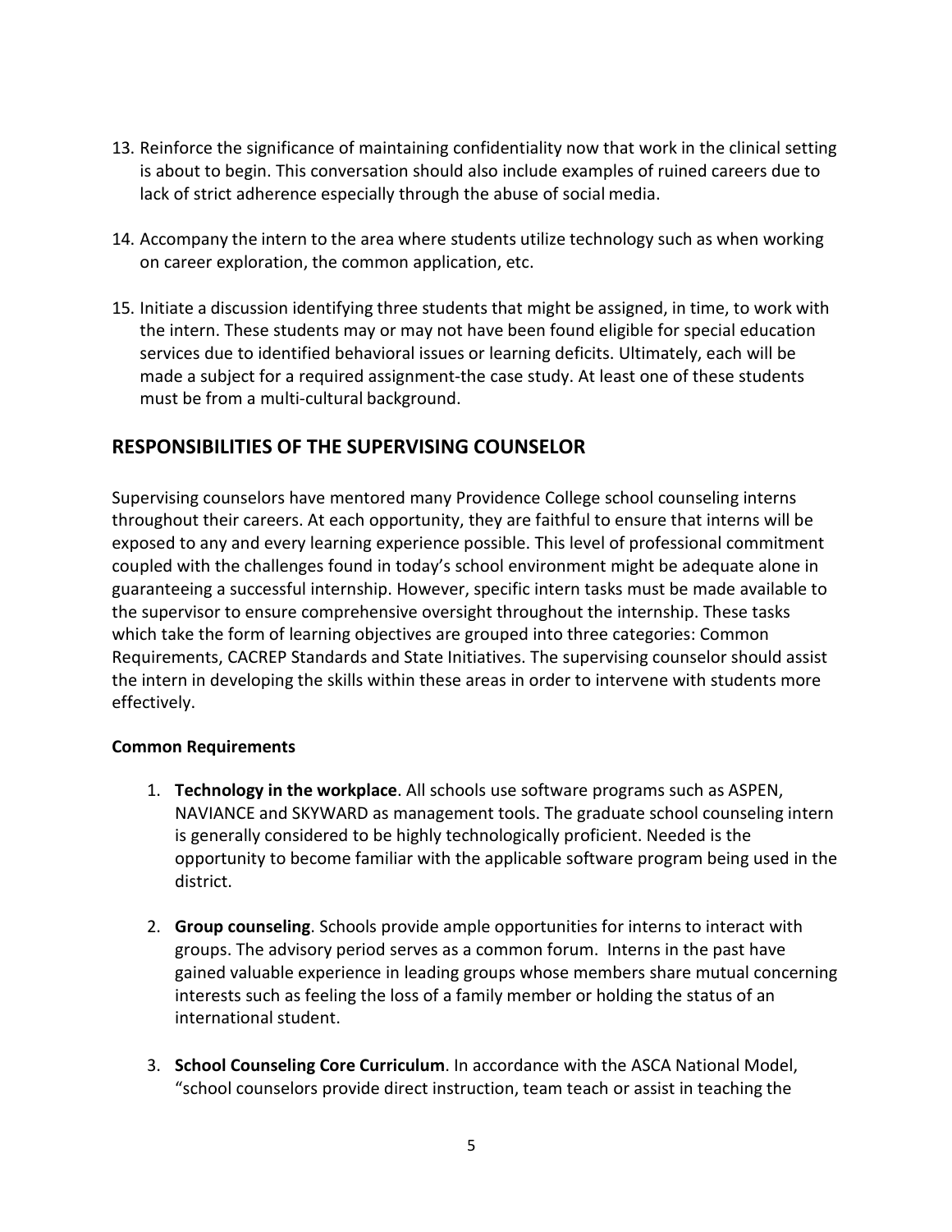13. Reinforce the significance of maintaining confidentiality now that work in the clinical setting is about to begin. This conversation should also include examples of ruined careers due to lack of strict adherence especially through the abuse of social media.

14. Accompany the intern to the area where students utilize technology such as when working on career exploration, the common application, etc.

15. Initiate a discussion identifying three students that might be assigned, in time, to work with the intern. These students may or may not have been found eligible for special education services due to identified behavioral issues or learning deficits. Ultimately, each will be made a subject for a required assignment-the case study. At least one of these students must be from a multi-cultural background.

## RESPONSIBILITIES OF THE SUPERVISING COUNSELOR

Supervising counselors have mentored many Providence College school counseling interns throughout their careers. At each opportunity, they are faithful to ensure that interns will be exposed to any and every learning experience possible. This level of professional commitment coupled with the challenges found in today's school environment might be adequate alone in guaranteeing a successful internship. However, specific intern tasks must be made available to the supervisor to ensure comprehensive oversight throughout the internship. These tasks which take the form of learning objectives are grouped into three categories: Common Requirements, CACREP Standards and State Initiatives. The supervising counselor should assist the intern in developing the skills within these areas in order to intervene with students more effectively.

**Common Requirements**

1. **Technology in the workplace**. All schools use software programs such as ASPEN, NAVIANCE and SKYWARD as management tools. The graduate school counseling intern is generally considered to be highly technologically proficient. Needed is the opportunity to become familiar with the applicable software program being used in the district.

2. **Group counseling**. Schools provide ample opportunities for interns to interact with groups. The advisory period serves as a common forum. Interns in the past have gained valuable experience in leading groups whose members share mutual concerning interests such as feeling the loss of a family member or holding the status of an international student.

3. **School Counseling Core Curriculum**. In accordance with the ASCA National Model, "school counselors provide direct instruction, team teach or assist in teaching the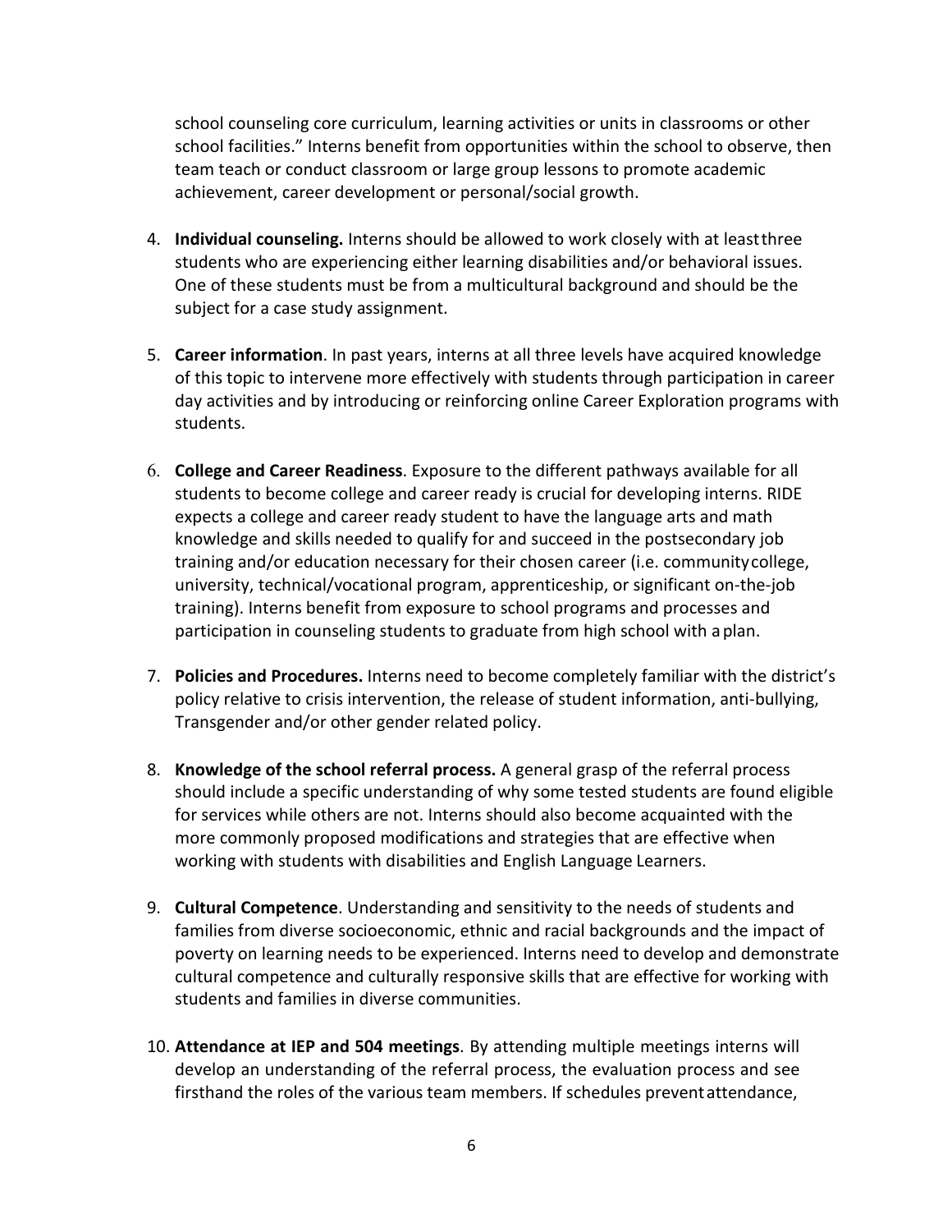school counseling core curriculum, learning activities or units in classrooms or other school facilities." Interns benefit from opportunities within the school to observe, then team teach or conduct classroom or large group lessons to promote academic achievement, career development or personal/social growth.

4. **Individual counseling.** Interns should be allowed to work closely with at least three students who are experiencing either learning disabilities and/or behavioral issues. One of these students must be from a multicultural background and should be the subject for a case study assignment.

5. **Career information**. In past years, interns at all three levels have acquired knowledge of this topic to intervene more effectively with students through participation in career day activities and by introducing or reinforcing online Career Exploration programs with students.

6. **College and Career Readiness**. Exposure to the different pathways available for all students to become college and career ready is crucial for developing interns. RIDE expects a college and career ready student to have the language arts and math knowledge and skills needed to qualify for and succeed in the postsecondary job training and/or education necessary for their chosen career (i.e. community college, university, technical/vocational program, apprenticeship, or significant on-the-job training). Interns benefit from exposure to school programs and processes and participation in counseling students to graduate from high school with a plan.

7. **Policies and Procedures.** Interns need to become completely familiar with the district's policy relative to crisis intervention, the release of student information, anti-bullying, Transgender and/or other gender related policy.

8. **Knowledge of the school referral process.** A general grasp of the referral process should include a specific understanding of why some tested students are found eligible for services while others are not. Interns should also become acquainted with the more commonly proposed modifications and strategies that are effective when working with students with disabilities and English Language Learners.

9. **Cultural Competence**. Understanding and sensitivity to the needs of students and families from diverse socioeconomic, ethnic and racial backgrounds and the impact of poverty on learning needs to be experienced. Interns need to develop and demonstrate cultural competence and culturally responsive skills that are effective for working with students and families in diverse communities.

10. **Attendance at IEP and 504 meetings**. By attending multiple meetings interns will develop an understanding of the referral process, the evaluation process and see firsthand the roles of the various team members. If schedules prevent attendance,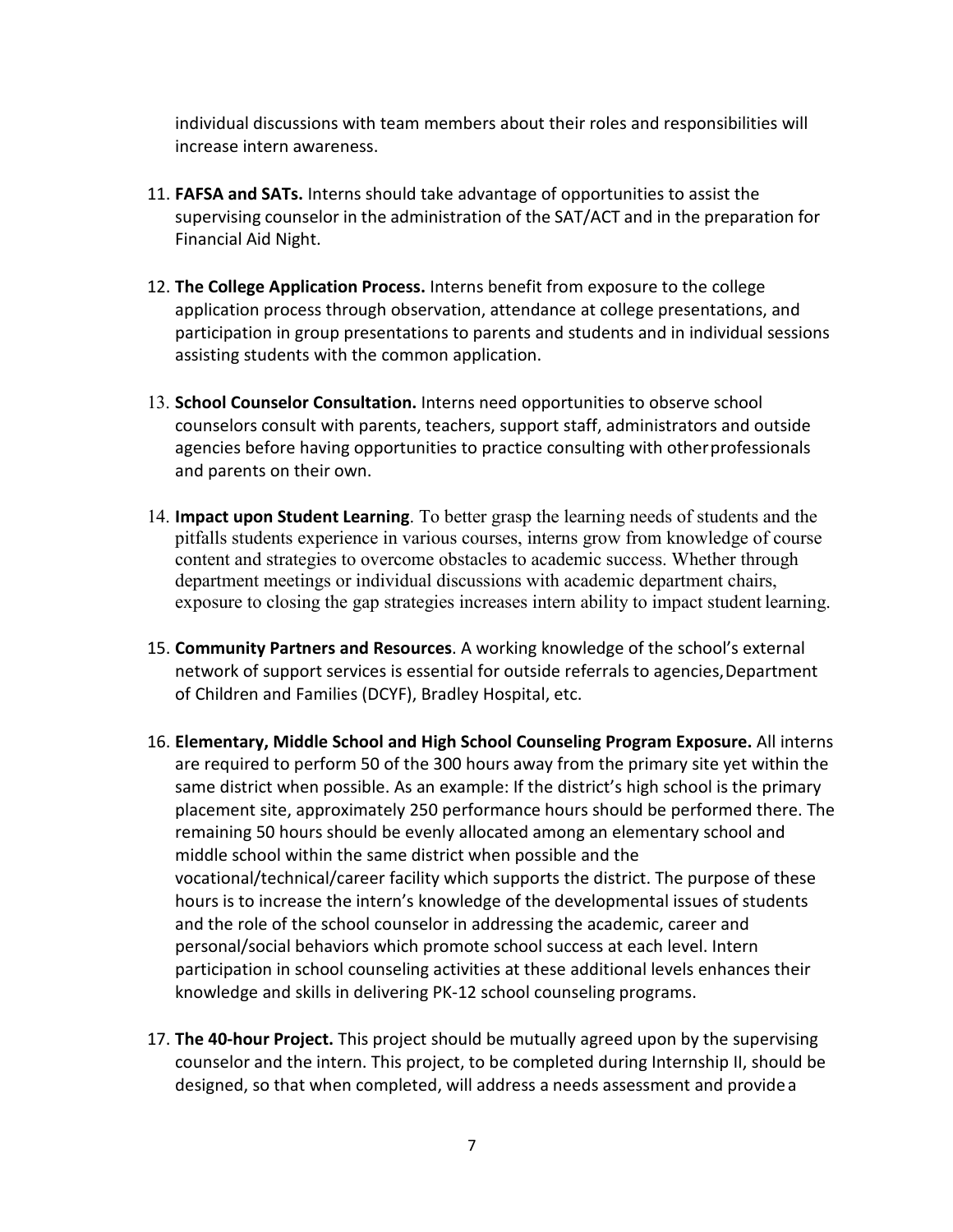individual discussions with team members about their roles and responsibilities will increase intern awareness.

11. **FAFSA and SATs.** Interns should take advantage of opportunities to assist the supervising counselor in the administration of the SAT/ACT and in the preparation for Financial Aid Night.

12. **The College Application Process.** Interns benefit from exposure to the college application process through observation, attendance at college presentations, and participation in group presentations to parents and students and in individual sessions assisting students with the common application.

13. **School Counselor Consultation.** Interns need opportunities to observe school counselors consult with parents, teachers, support staff, administrators and outside agencies before having opportunities to practice consulting with other professionals and parents on their own.

14. **Impact upon Student Learning**. To better grasp the learning needs of students and the pitfalls students experience in various courses, interns grow from knowledge of course content and strategies to overcome obstacles to academic success. Whether through department meetings or individual discussions with academic department chairs, exposure to closing the gap strategies increases intern ability to impact student learning.

15. **Community Partners and Resources**. A working knowledge of the school's external network of support services is essential for outside referrals to agencies, Department of Children and Families (DCYF), Bradley Hospital, etc.

16. **Elementary, Middle School and High School Counseling Program Exposure.** All interns are required to perform 50 of the 300 hours away from the primary site yet within the same district when possible. As an example: If the district's high school is the primary placement site, approximately 250 performance hours should be performed there. The remaining 50 hours should be evenly allocated among an elementary school and middle school within the same district when possible and the vocational/technical/career facility which supports the district. The purpose of these hours is to increase the intern's knowledge of the developmental issues of students and the role of the school counselor in addressing the academic, career and personal/social behaviors which promote school success at each level. Intern participation in school counseling activities at these additional levels enhances their knowledge and skills in delivering PK-12 school counseling programs.

17. **The 40-hour Project.** This project should be mutually agreed upon by the supervising counselor and the intern. This project, to be completed during Internship II, should be designed, so that when completed, will address a needs assessment and provide a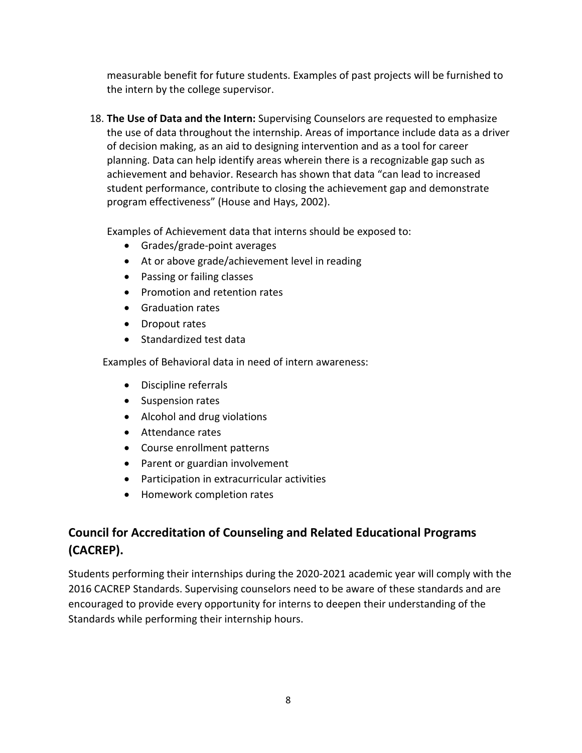measurable benefit for future students. Examples of past projects will be furnished to the intern by the college supervisor.

18. **The Use of Data and the Intern:** Supervising Counselors are requested to emphasize the use of data throughout the internship. Areas of importance include data as a driver of decision making, as an aid to designing intervention and as a tool for career planning. Data can help identify areas wherein there is a recognizable gap such as achievement and behavior. Research has shown that data "can lead to increased student performance, contribute to closing the achievement gap and demonstrate program effectiveness" (House and Hays, 2002).

    Examples of Achievement data that interns should be exposed to:

    - Grades/grade-point averages
    - At or above grade/achievement level in reading
    - Passing or failing classes
    - Promotion and retention rates
    - Graduation rates
    - Dropout rates
    - Standardized test data

    Examples of Behavioral data in need of intern awareness:

    - Discipline referrals
    - Suspension rates
    - Alcohol and drug violations
    - Attendance rates
    - Course enrollment patterns
    - Parent or guardian involvement
    - Participation in extracurricular activities
    - Homework completion rates

## Council for Accreditation of Counseling and Related Educational Programs (CACREP).

Students performing their internships during the 2020-2021 academic year will comply with the 2016 CACREP Standards. Supervising counselors need to be aware of these standards and are encouraged to provide every opportunity for interns to deepen their understanding of the Standards while performing their internship hours.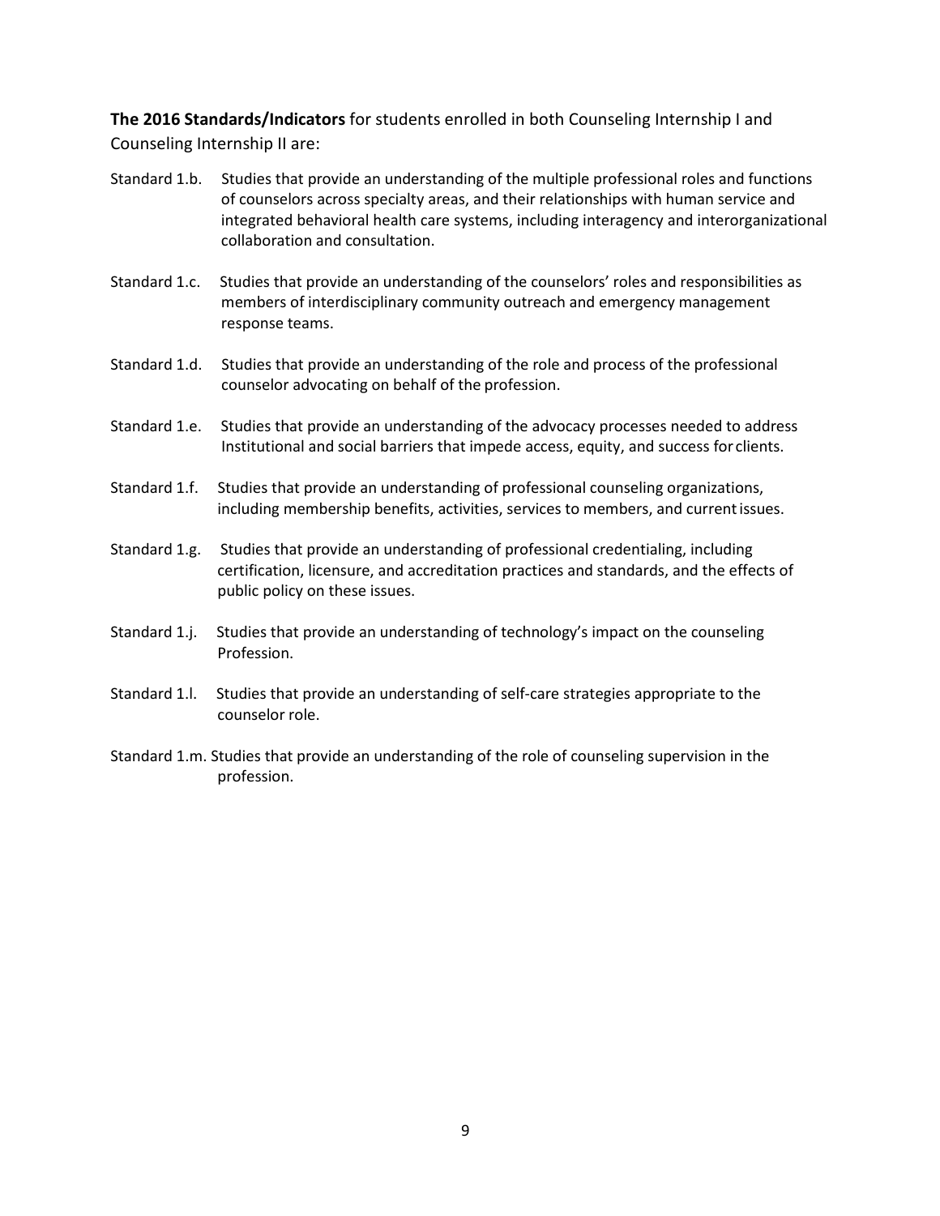**The 2016 Standards/Indicators** for students enrolled in both Counseling Internship I and Counseling Internship II are:

Standard 1.b. Studies that provide an understanding of the multiple professional roles and functions of counselors across specialty areas, and their relationships with human service and integrated behavioral health care systems, including interagency and interorganizational collaboration and consultation.

Standard 1.c. Studies that provide an understanding of the counselors' roles and responsibilities as members of interdisciplinary community outreach and emergency management response teams.

Standard 1.d. Studies that provide an understanding of the role and process of the professional counselor advocating on behalf of the profession.

Standard 1.e. Studies that provide an understanding of the advocacy processes needed to address Institutional and social barriers that impede access, equity, and success for clients.

Standard 1.f. Studies that provide an understanding of professional counseling organizations, including membership benefits, activities, services to members, and current issues.

Standard 1.g. Studies that provide an understanding of professional credentialing, including certification, licensure, and accreditation practices and standards, and the effects of public policy on these issues.

Standard 1.j. Studies that provide an understanding of technology's impact on the counseling Profession.

Standard 1.l. Studies that provide an understanding of self-care strategies appropriate to the counselor role.

Standard 1.m. Studies that provide an understanding of the role of counseling supervision in the profession.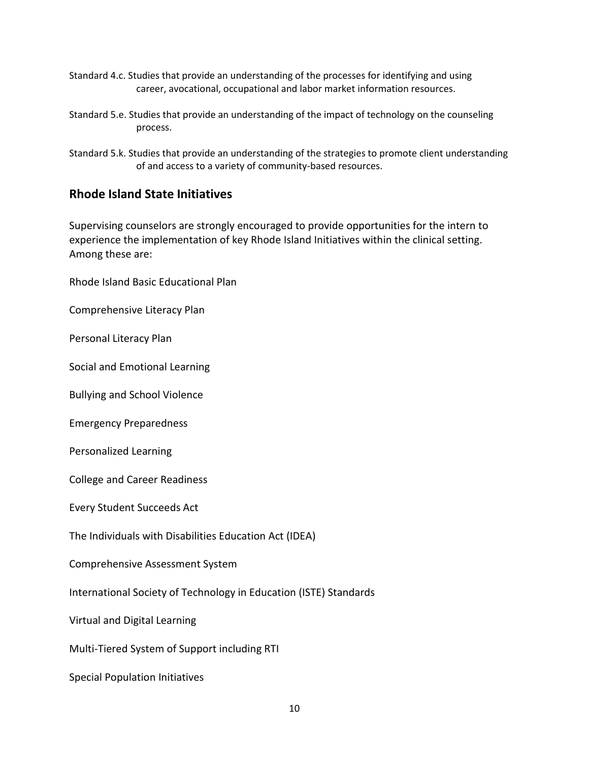Standard 4.c. Studies that provide an understanding of the processes for identifying and using career, avocational, occupational and labor market information resources.

Standard 5.e. Studies that provide an understanding of the impact of technology on the counseling process.

Standard 5.k. Studies that provide an understanding of the strategies to promote client understanding of and access to a variety of community-based resources.

## Rhode Island State Initiatives

Supervising counselors are strongly encouraged to provide opportunities for the intern to experience the implementation of key Rhode Island Initiatives within the clinical setting. Among these are:

Rhode Island Basic Educational Plan

Comprehensive Literacy Plan

Personal Literacy Plan

Social and Emotional Learning

Bullying and School Violence

Emergency Preparedness

Personalized Learning

College and Career Readiness

Every Student Succeeds Act

The Individuals with Disabilities Education Act (IDEA)

Comprehensive Assessment System

International Society of Technology in Education (ISTE) Standards

Virtual and Digital Learning

Multi-Tiered System of Support including RTI

Special Population Initiatives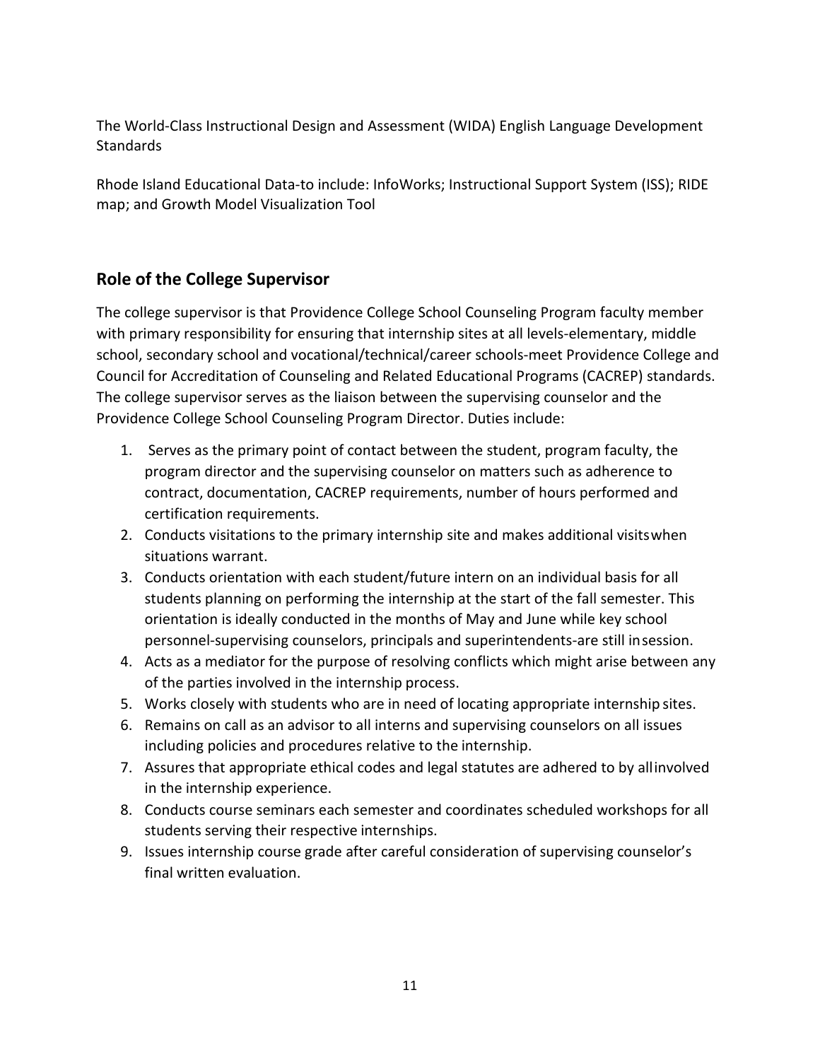The World-Class Instructional Design and Assessment (WIDA) English Language Development Standards

Rhode Island Educational Data-to include: InfoWorks; Instructional Support System (ISS); RIDE map; and Growth Model Visualization Tool

## Role of the College Supervisor

The college supervisor is that Providence College School Counseling Program faculty member with primary responsibility for ensuring that internship sites at all levels-elementary, middle school, secondary school and vocational/technical/career schools-meet Providence College and Council for Accreditation of Counseling and Related Educational Programs (CACREP) standards. The college supervisor serves as the liaison between the supervising counselor and the Providence College School Counseling Program Director. Duties include:

1. Serves as the primary point of contact between the student, program faculty, the program director and the supervising counselor on matters such as adherence to contract, documentation, CACREP requirements, number of hours performed and certification requirements.
2. Conducts visitations to the primary internship site and makes additional visits when situations warrant.
3. Conducts orientation with each student/future intern on an individual basis for all students planning on performing the internship at the start of the fall semester. This orientation is ideally conducted in the months of May and June while key school personnel-supervising counselors, principals and superintendents-are still in session.
4. Acts as a mediator for the purpose of resolving conflicts which might arise between any of the parties involved in the internship process.
5. Works closely with students who are in need of locating appropriate internship sites.
6. Remains on call as an advisor to all interns and supervising counselors on all issues including policies and procedures relative to the internship.
7. Assures that appropriate ethical codes and legal statutes are adhered to by all involved in the internship experience.
8. Conducts course seminars each semester and coordinates scheduled workshops for all students serving their respective internships.
9. Issues internship course grade after careful consideration of supervising counselor's final written evaluation.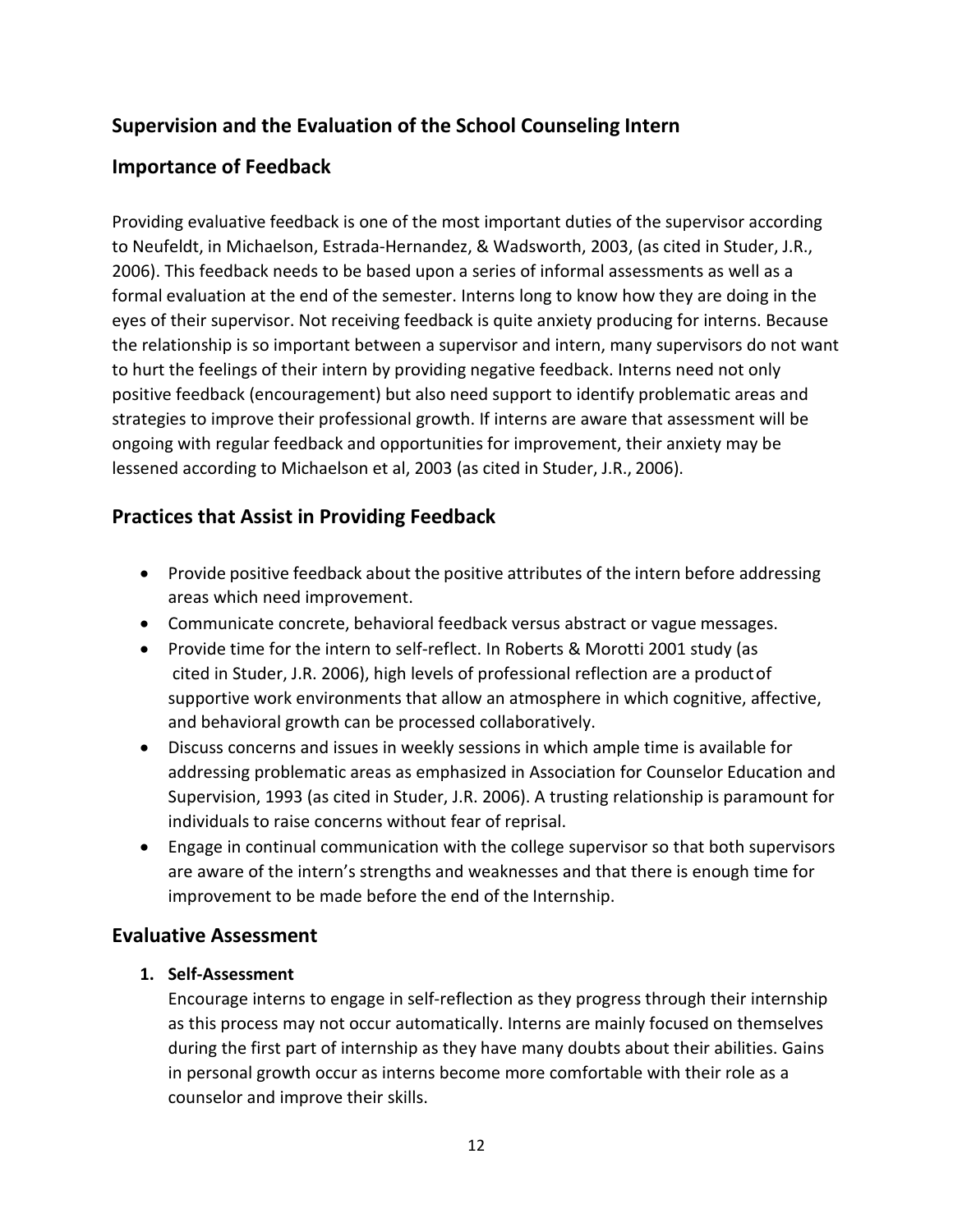## Supervision and the Evaluation of the School Counseling Intern

## Importance of Feedback

Providing evaluative feedback is one of the most important duties of the supervisor according to Neufeldt, in Michaelson, Estrada-Hernandez, & Wadsworth, 2003, (as cited in Studer, J.R., 2006). This feedback needs to be based upon a series of informal assessments as well as a formal evaluation at the end of the semester. Interns long to know how they are doing in the eyes of their supervisor. Not receiving feedback is quite anxiety producing for interns. Because the relationship is so important between a supervisor and intern, many supervisors do not want to hurt the feelings of their intern by providing negative feedback. Interns need not only positive feedback (encouragement) but also need support to identify problematic areas and strategies to improve their professional growth. If interns are aware that assessment will be ongoing with regular feedback and opportunities for improvement, their anxiety may be lessened according to Michaelson et al, 2003 (as cited in Studer, J.R., 2006).

## Practices that Assist in Providing Feedback

- Provide positive feedback about the positive attributes of the intern before addressing areas which need improvement.
- Communicate concrete, behavioral feedback versus abstract or vague messages.
- Provide time for the intern to self-reflect. In Roberts & Morotti 2001 study (as cited in Studer, J.R. 2006), high levels of professional reflection are a product of supportive work environments that allow an atmosphere in which cognitive, affective, and behavioral growth can be processed collaboratively.
- Discuss concerns and issues in weekly sessions in which ample time is available for addressing problematic areas as emphasized in Association for Counselor Education and Supervision, 1993 (as cited in Studer, J.R. 2006). A trusting relationship is paramount for individuals to raise concerns without fear of reprisal.
- Engage in continual communication with the college supervisor so that both supervisors are aware of the intern's strengths and weaknesses and that there is enough time for improvement to be made before the end of the Internship.

## Evaluative Assessment

1. **Self-Assessment**

   Encourage interns to engage in self-reflection as they progress through their internship as this process may not occur automatically. Interns are mainly focused on themselves during the first part of internship as they have many doubts about their abilities. Gains in personal growth occur as interns become more comfortable with their role as a counselor and improve their skills.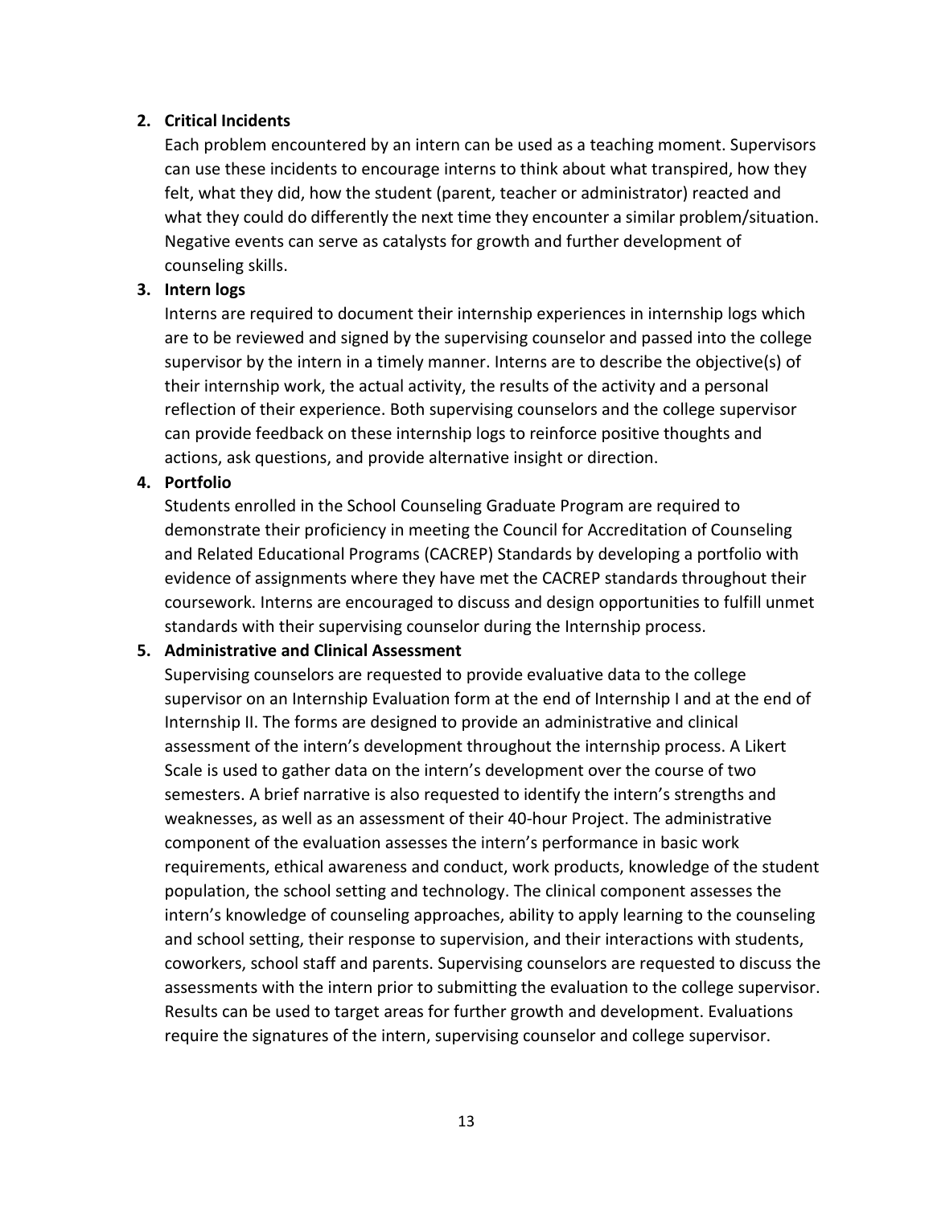2. **Critical Incidents**

   Each problem encountered by an intern can be used as a teaching moment. Supervisors can use these incidents to encourage interns to think about what transpired, how they felt, what they did, how the student (parent, teacher or administrator) reacted and what they could do differently the next time they encounter a similar problem/situation. Negative events can serve as catalysts for growth and further development of counseling skills.

3. **Intern logs**

   Interns are required to document their internship experiences in internship logs which are to be reviewed and signed by the supervising counselor and passed into the college supervisor by the intern in a timely manner. Interns are to describe the objective(s) of their internship work, the actual activity, the results of the activity and a personal reflection of their experience. Both supervising counselors and the college supervisor can provide feedback on these internship logs to reinforce positive thoughts and actions, ask questions, and provide alternative insight or direction.

4. **Portfolio**

   Students enrolled in the School Counseling Graduate Program are required to demonstrate their proficiency in meeting the Council for Accreditation of Counseling and Related Educational Programs (CACREP) Standards by developing a portfolio with evidence of assignments where they have met the CACREP standards throughout their coursework. Interns are encouraged to discuss and design opportunities to fulfill unmet standards with their supervising counselor during the Internship process.

5. **Administrative and Clinical Assessment**

   Supervising counselors are requested to provide evaluative data to the college supervisor on an Internship Evaluation form at the end of Internship I and at the end of Internship II. The forms are designed to provide an administrative and clinical assessment of the intern's development throughout the internship process. A Likert Scale is used to gather data on the intern's development over the course of two semesters. A brief narrative is also requested to identify the intern's strengths and weaknesses, as well as an assessment of their 40-hour Project. The administrative component of the evaluation assesses the intern's performance in basic work requirements, ethical awareness and conduct, work products, knowledge of the student population, the school setting and technology. The clinical component assesses the intern's knowledge of counseling approaches, ability to apply learning to the counseling and school setting, their response to supervision, and their interactions with students, coworkers, school staff and parents. Supervising counselors are requested to discuss the assessments with the intern prior to submitting the evaluation to the college supervisor. Results can be used to target areas for further growth and development. Evaluations require the signatures of the intern, supervising counselor and college supervisor.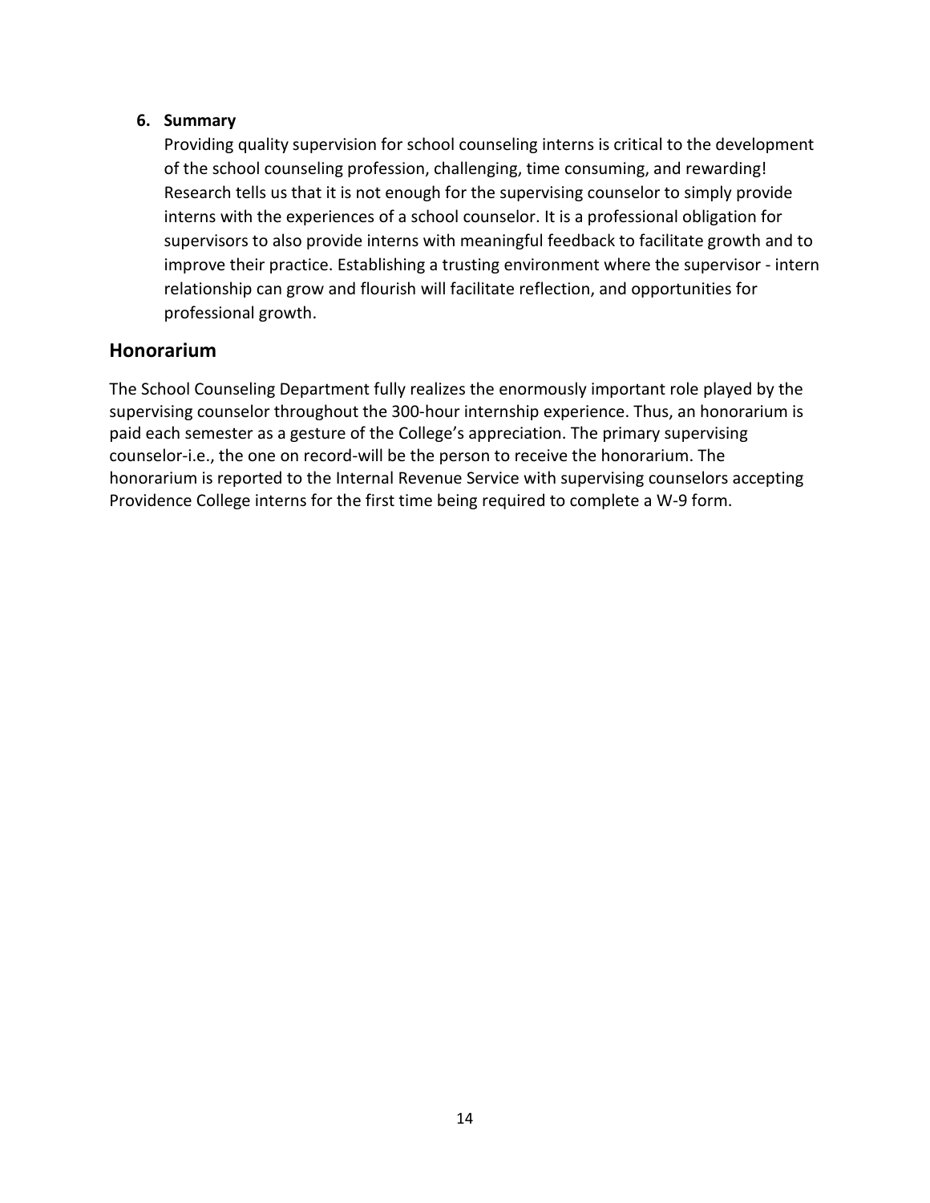6. **Summary**

   Providing quality supervision for school counseling interns is critical to the development of the school counseling profession, challenging, time consuming, and rewarding! Research tells us that it is not enough for the supervising counselor to simply provide interns with the experiences of a school counselor. It is a professional obligation for supervisors to also provide interns with meaningful feedback to facilitate growth and to improve their practice. Establishing a trusting environment where the supervisor - intern relationship can grow and flourish will facilitate reflection, and opportunities for professional growth.

## Honorarium

The School Counseling Department fully realizes the enormously important role played by the supervising counselor throughout the 300-hour internship experience. Thus, an honorarium is paid each semester as a gesture of the College's appreciation. The primary supervising counselor-i.e., the one on record-will be the person to receive the honorarium. The honorarium is reported to the Internal Revenue Service with supervising counselors accepting Providence College interns for the first time being required to complete a W-9 form.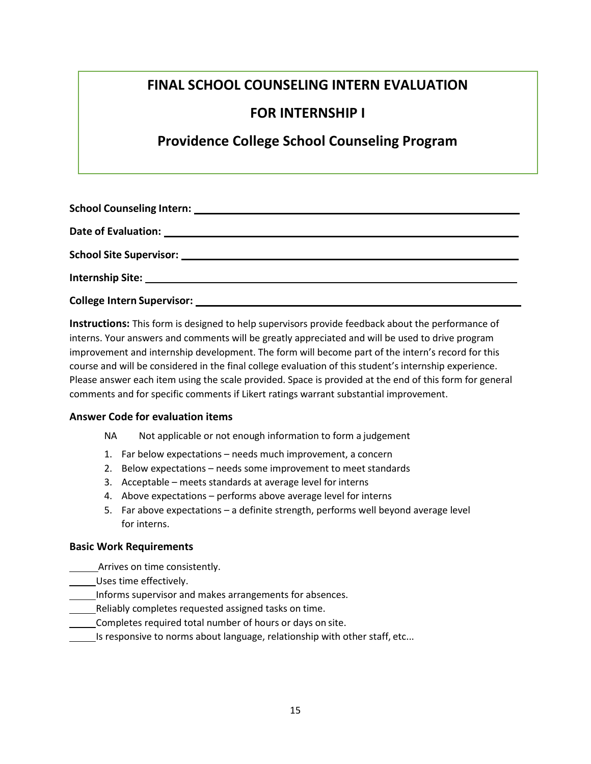# FINAL SCHOOL COUNSELING INTERN EVALUATION

# FOR INTERNSHIP I

## Providence College School Counseling Program

**School Counseling Intern:** ______________________________________________

**Date of Evaluation:** ______________________________________________

**School Site Supervisor:** ______________________________________________

**Internship Site:** ______________________________________________

**College Intern Supervisor:** ______________________________________________

**Instructions:** This form is designed to help supervisors provide feedback about the performance of interns. Your answers and comments will be greatly appreciated and will be used to drive program improvement and internship development. The form will become part of the intern's record for this course and will be considered in the final college evaluation of this student's internship experience. Please answer each item using the scale provided. Space is provided at the end of this form for general comments and for specific comments if Likert ratings warrant substantial improvement.

### Answer Code for evaluation items

NA Not applicable or not enough information to form a judgement

1. Far below expectations – needs much improvement, a concern
2. Below expectations – needs some improvement to meet standards
3. Acceptable – meets standards at average level for interns
4. Above expectations – performs above average level for interns
5. Far above expectations – a definite strength, performs well beyond average level for interns.

### Basic Work Requirements

_____ Arrives on time consistently.

_____ Uses time effectively.

_____ Informs supervisor and makes arrangements for absences.

_____ Reliably completes requested assigned tasks on time.

_____ Completes required total number of hours or days on site.

_____ Is responsive to norms about language, relationship with other staff, etc...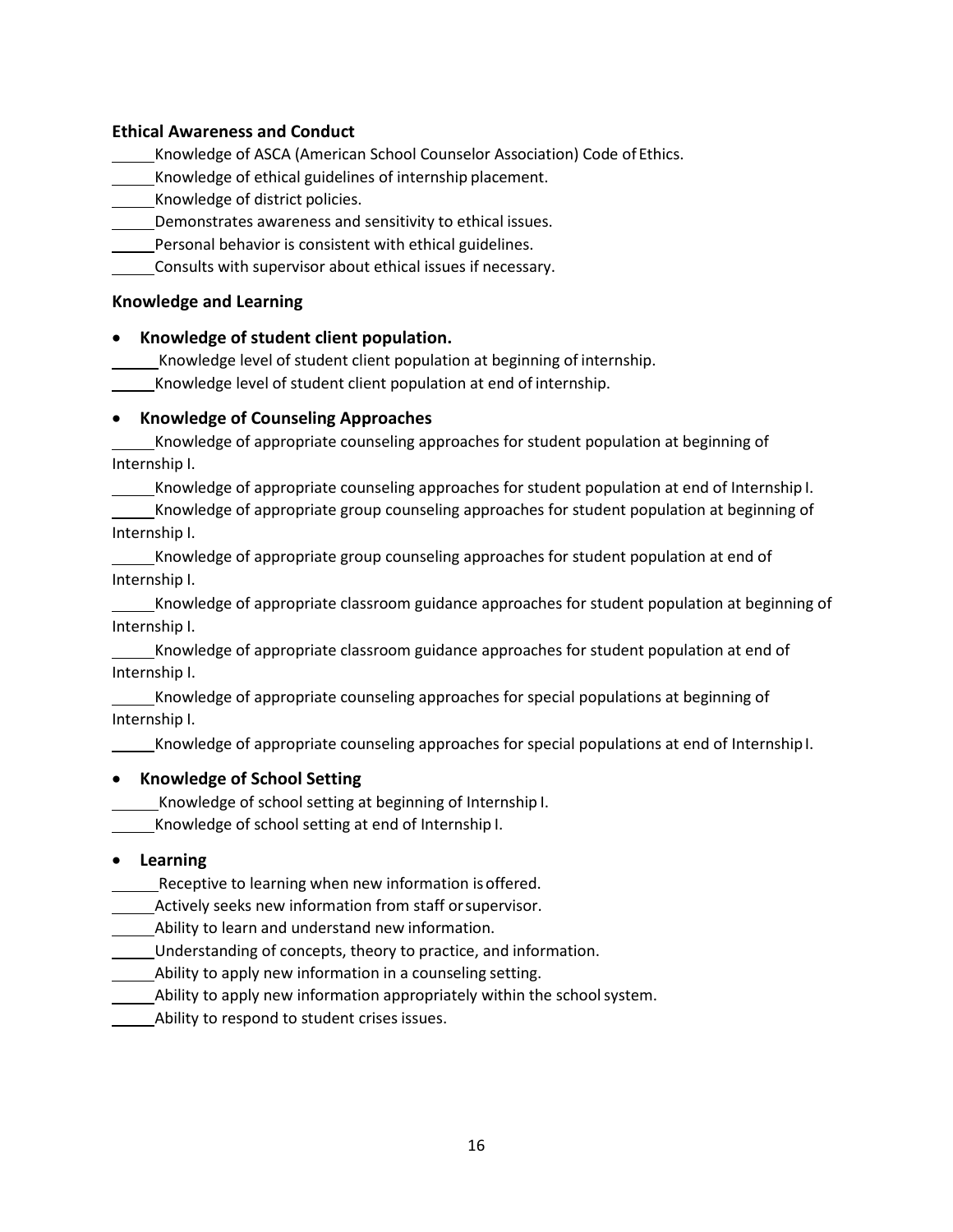**Ethical Awareness and Conduct**

_____Knowledge of ASCA (American School Counselor Association) Code of Ethics.
_____Knowledge of ethical guidelines of internship placement.
_____Knowledge of district policies.
_____Demonstrates awareness and sensitivity to ethical issues.
_____Personal behavior is consistent with ethical guidelines.
_____Consults with supervisor about ethical issues if necessary.

**Knowledge and Learning**

- **Knowledge of student client population.**

_____Knowledge level of student client population at beginning of internship.
_____Knowledge level of student client population at end of internship.

- **Knowledge of Counseling Approaches**

_____Knowledge of appropriate counseling approaches for student population at beginning of Internship I.
_____Knowledge of appropriate counseling approaches for student population at end of Internship I.
_____Knowledge of appropriate group counseling approaches for student population at beginning of Internship I.
_____Knowledge of appropriate group counseling approaches for student population at end of Internship I.
_____Knowledge of appropriate classroom guidance approaches for student population at beginning of Internship I.
_____Knowledge of appropriate classroom guidance approaches for student population at end of Internship I.
_____Knowledge of appropriate counseling approaches for special populations at beginning of Internship I.
_____Knowledge of appropriate counseling approaches for special populations at end of Internship I.

- **Knowledge of School Setting**

_____Knowledge of school setting at beginning of Internship I.
_____Knowledge of school setting at end of Internship I.

- **Learning**

_____Receptive to learning when new information is offered.
_____Actively seeks new information from staff or supervisor.
_____Ability to learn and understand new information.
_____Understanding of concepts, theory to practice, and information.
_____Ability to apply new information in a counseling setting.
_____Ability to apply new information appropriately within the school system.
_____Ability to respond to student crises issues.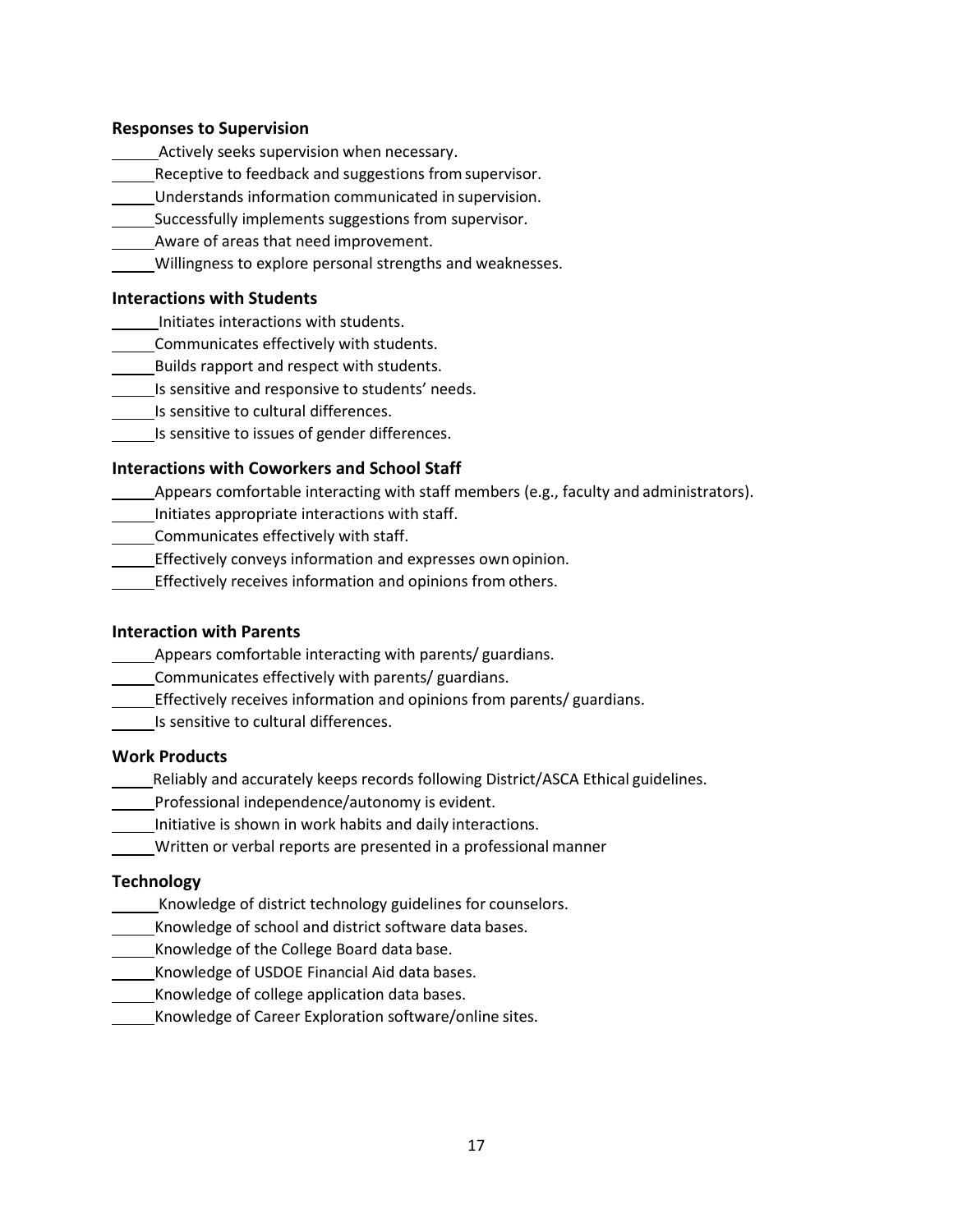### Responses to Supervision

_____ Actively seeks supervision when necessary.
_____ Receptive to feedback and suggestions from supervisor.
_____ Understands information communicated in supervision.
_____ Successfully implements suggestions from supervisor.
_____ Aware of areas that need improvement.
_____ Willingness to explore personal strengths and weaknesses.

### Interactions with Students

_____ Initiates interactions with students.
_____ Communicates effectively with students.
_____ Builds rapport and respect with students.
_____ Is sensitive and responsive to students' needs.
_____ Is sensitive to cultural differences.
_____ Is sensitive to issues of gender differences.

### Interactions with Coworkers and School Staff

_____ Appears comfortable interacting with staff members (e.g., faculty and administrators).
_____ Initiates appropriate interactions with staff.
_____ Communicates effectively with staff.
_____ Effectively conveys information and expresses own opinion.
_____ Effectively receives information and opinions from others.

### Interaction with Parents

_____ Appears comfortable interacting with parents/ guardians.
_____ Communicates effectively with parents/ guardians.
_____ Effectively receives information and opinions from parents/ guardians.
_____ Is sensitive to cultural differences.

### Work Products

_____ Reliably and accurately keeps records following District/ASCA Ethical guidelines.
_____ Professional independence/autonomy is evident.
_____ Initiative is shown in work habits and daily interactions.
_____ Written or verbal reports are presented in a professional manner

### Technology

_____ Knowledge of district technology guidelines for counselors.
_____ Knowledge of school and district software data bases.
_____ Knowledge of the College Board data base.
_____ Knowledge of USDOE Financial Aid data bases.
_____ Knowledge of college application data bases.
_____ Knowledge of Career Exploration software/online sites.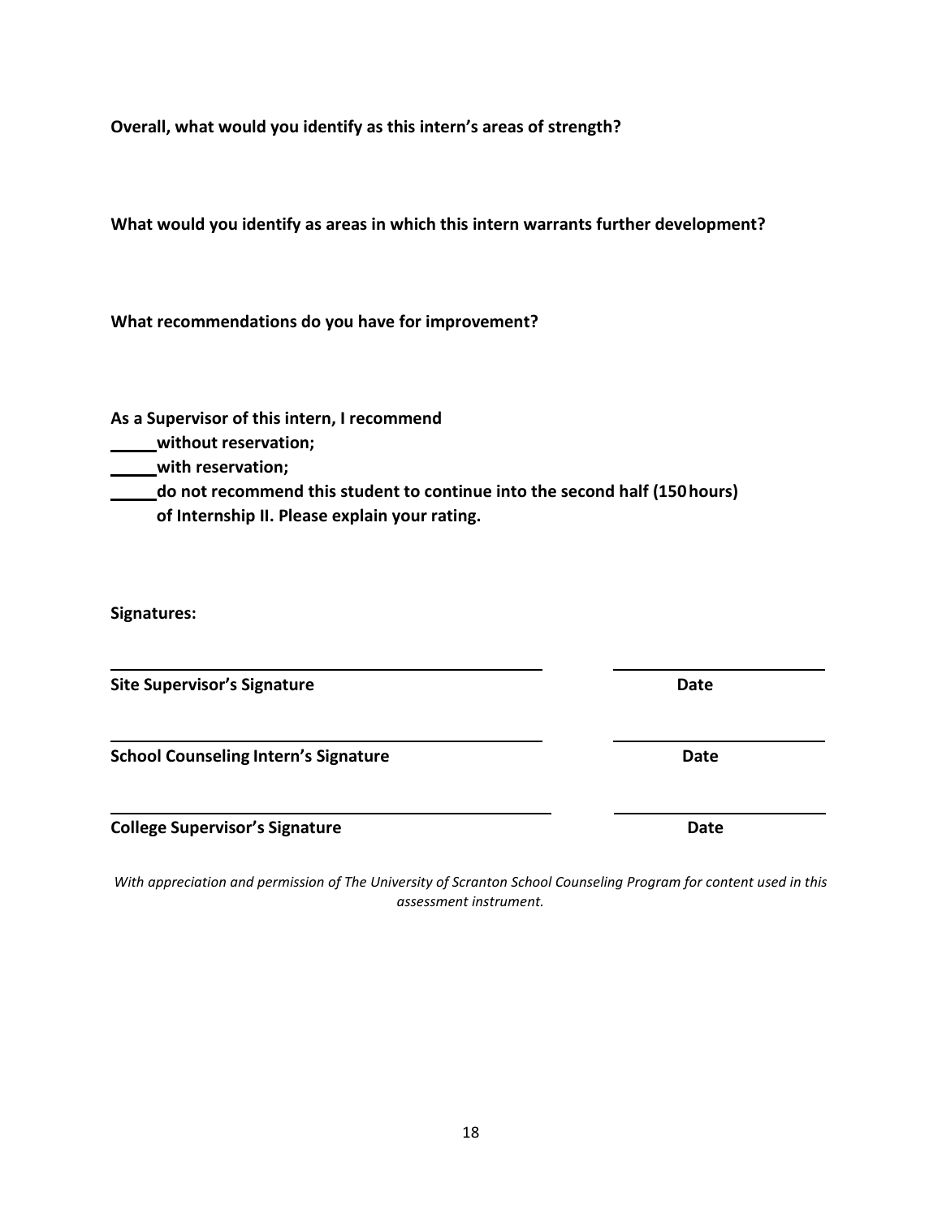**Overall, what would you identify as this intern's areas of strength?**

**What would you identify as areas in which this intern warrants further development?**

**What recommendations do you have for improvement?**

**As a Supervisor of this intern, I recommend**

**_____ without reservation;**

**_____ with reservation;**

**_____ do not recommend this student to continue into the second half (150 hours) of Internship II. Please explain your rating.**

**Signatures:**

| | |
|---|---|
| ______________________________ | ______________ |
| **Site Supervisor's Signature** | **Date** |
| ______________________________ | ______________ |
| **School Counseling Intern's Signature** | **Date** |
| ______________________________ | ______________ |
| **College Supervisor's Signature** | **Date** |

*With appreciation and permission of The University of Scranton School Counseling Program for content used in this assessment instrument.*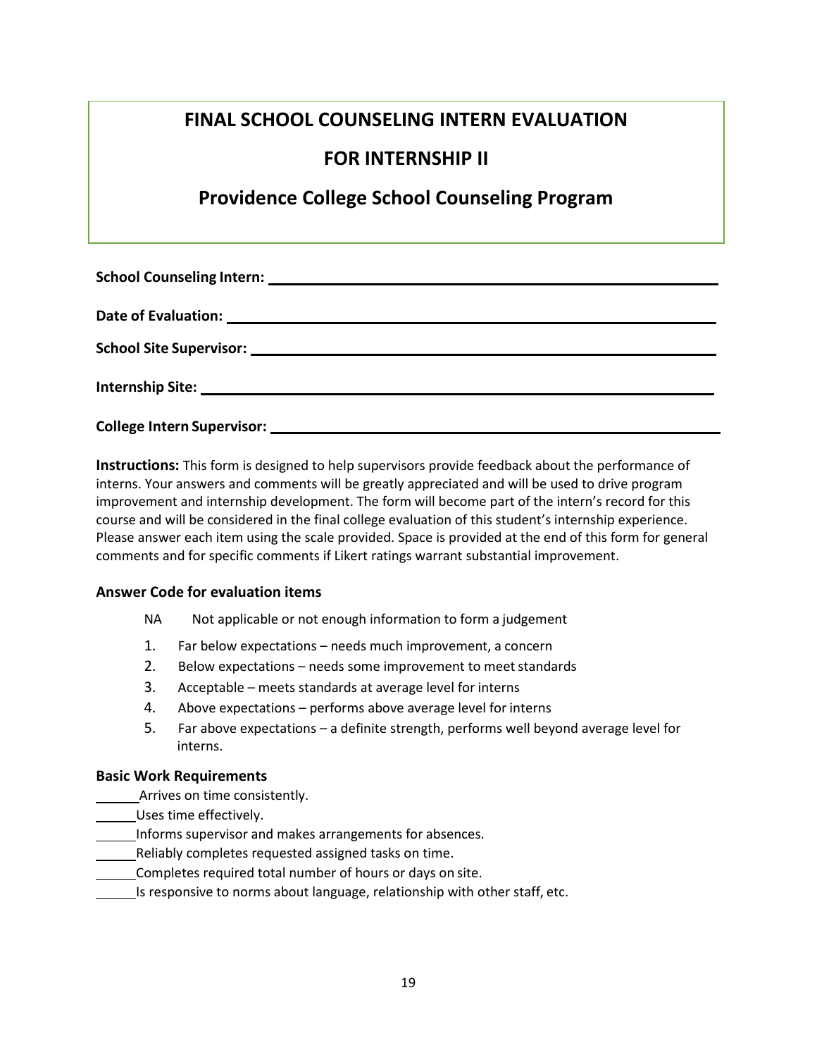# FINAL SCHOOL COUNSELING INTERN EVALUATION

# FOR INTERNSHIP II

## Providence College School Counseling Program

**School Counseling Intern:** ______________________________

**Date of Evaluation:** ______________________________

**School Site Supervisor:** ______________________________

**Internship Site:** ______________________________

**College Intern Supervisor:** ______________________________

**Instructions:** This form is designed to help supervisors provide feedback about the performance of interns. Your answers and comments will be greatly appreciated and will be used to drive program improvement and internship development. The form will become part of the intern's record for this course and will be considered in the final college evaluation of this student's internship experience. Please answer each item using the scale provided. Space is provided at the end of this form for general comments and for specific comments if Likert ratings warrant substantial improvement.

### Answer Code for evaluation items

NA Not applicable or not enough information to form a judgement

1. Far below expectations – needs much improvement, a concern
2. Below expectations – needs some improvement to meet standards
3. Acceptable – meets standards at average level for interns
4. Above expectations – performs above average level for interns
5. Far above expectations – a definite strength, performs well beyond average level for interns.

### Basic Work Requirements

______ Arrives on time consistently.

______ Uses time effectively.

______ Informs supervisor and makes arrangements for absences.

______ Reliably completes requested assigned tasks on time.

______ Completes required total number of hours or days on site.

______ Is responsive to norms about language, relationship with other staff, etc.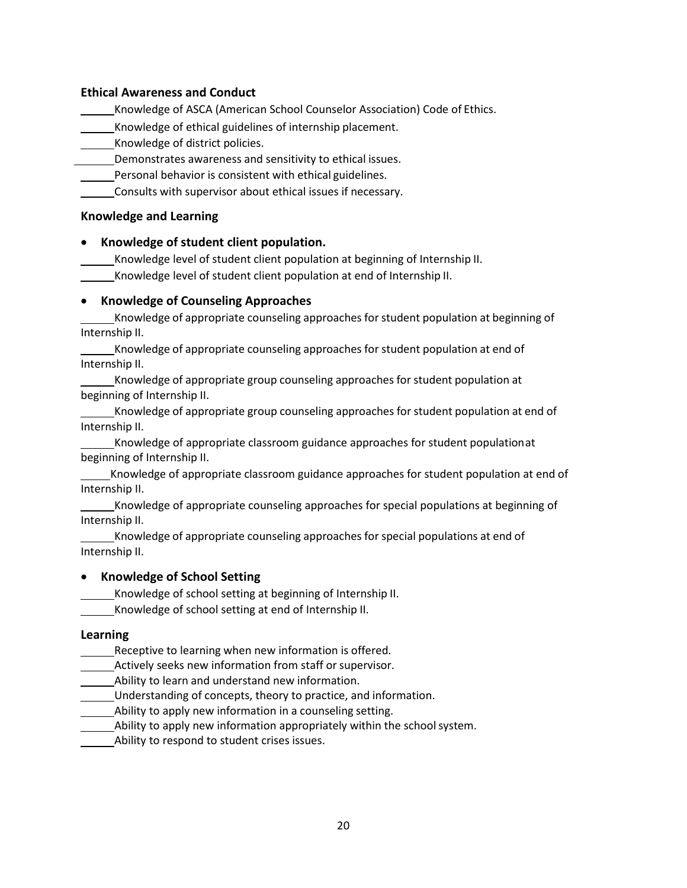**Ethical Awareness and Conduct**

______Knowledge of ASCA (American School Counselor Association) Code of Ethics.
______Knowledge of ethical guidelines of internship placement.
______Knowledge of district policies.
______Demonstrates awareness and sensitivity to ethical issues.
______Personal behavior is consistent with ethical guidelines.
______Consults with supervisor about ethical issues if necessary.

**Knowledge and Learning**

- **Knowledge of student client population.**

______Knowledge level of student client population at beginning of Internship II.
______Knowledge level of student client population at end of Internship II.

- **Knowledge of Counseling Approaches**

______Knowledge of appropriate counseling approaches for student population at beginning of Internship II.
______Knowledge of appropriate counseling approaches for student population at end of Internship II.
______Knowledge of appropriate group counseling approaches for student population at beginning of Internship II.
______Knowledge of appropriate group counseling approaches for student population at end of Internship II.
______Knowledge of appropriate classroom guidance approaches for student population at beginning of Internship II.
______Knowledge of appropriate classroom guidance approaches for student population at end of Internship II.
______Knowledge of appropriate counseling approaches for special populations at beginning of Internship II.
______Knowledge of appropriate counseling approaches for special populations at end of Internship II.

- **Knowledge of School Setting**

______Knowledge of school setting at beginning of Internship II.
______Knowledge of school setting at end of Internship II.

**Learning**

______Receptive to learning when new information is offered.
______Actively seeks new information from staff or supervisor.
______Ability to learn and understand new information.
______Understanding of concepts, theory to practice, and information.
______Ability to apply new information in a counseling setting.
______Ability to apply new information appropriately within the school system.
______Ability to respond to student crises issues.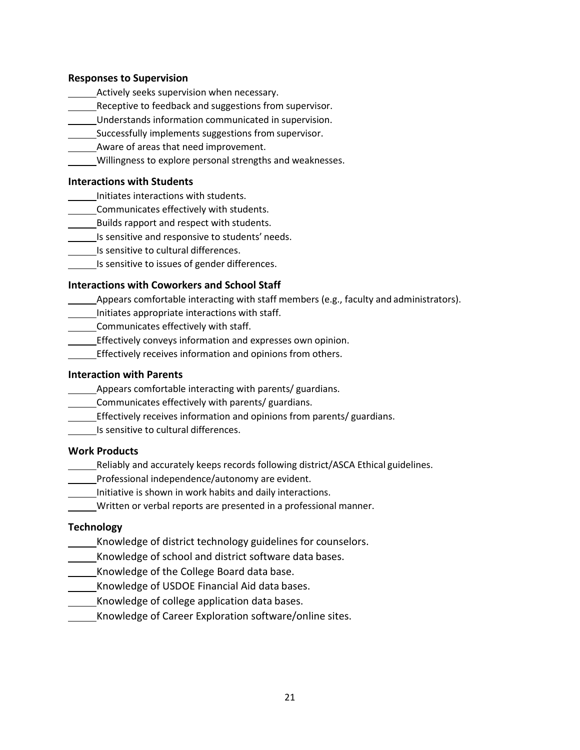**Responses to Supervision**

______Actively seeks supervision when necessary.
______Receptive to feedback and suggestions from supervisor.
______Understands information communicated in supervision.
______Successfully implements suggestions from supervisor.
______Aware of areas that need improvement.
______Willingness to explore personal strengths and weaknesses.

**Interactions with Students**

______Initiates interactions with students.
______Communicates effectively with students.
______Builds rapport and respect with students.
______Is sensitive and responsive to students' needs.
______Is sensitive to cultural differences.
______Is sensitive to issues of gender differences.

**Interactions with Coworkers and School Staff**

______Appears comfortable interacting with staff members (e.g., faculty and administrators).
______Initiates appropriate interactions with staff.
______Communicates effectively with staff.
______Effectively conveys information and expresses own opinion.
______Effectively receives information and opinions from others.

**Interaction with Parents**

______Appears comfortable interacting with parents/ guardians.
______Communicates effectively with parents/ guardians.
______Effectively receives information and opinions from parents/ guardians.
______Is sensitive to cultural differences.

**Work Products**

______Reliably and accurately keeps records following district/ASCA Ethical guidelines.
______Professional independence/autonomy are evident.
______Initiative is shown in work habits and daily interactions.
______Written or verbal reports are presented in a professional manner.

**Technology**

______Knowledge of district technology guidelines for counselors.
______Knowledge of school and district software data bases.
______Knowledge of the College Board data base.
______Knowledge of USDOE Financial Aid data bases.
______Knowledge of college application data bases.
______Knowledge of Career Exploration software/online sites.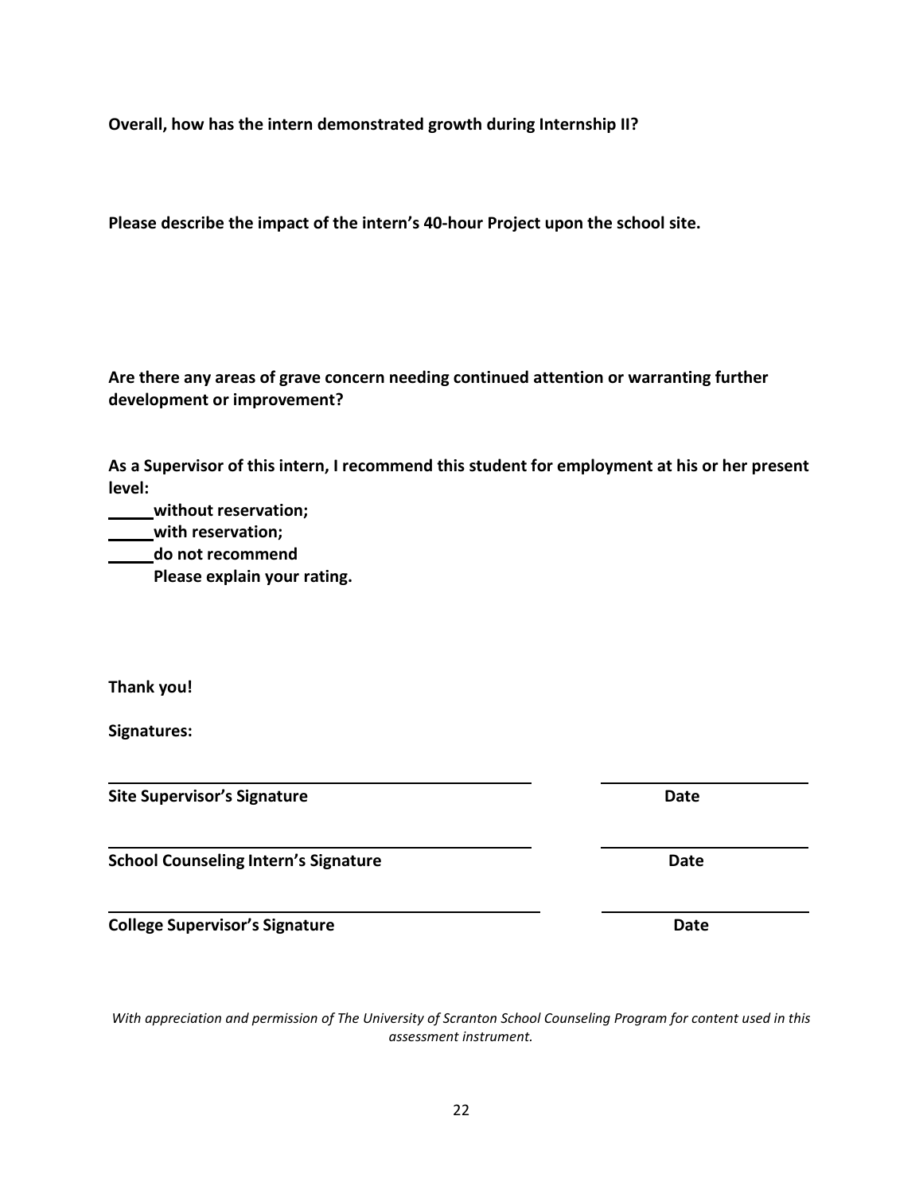**Overall, how has the intern demonstrated growth during Internship II?**

**Please describe the impact of the intern's 40-hour Project upon the school site.**

**Are there any areas of grave concern needing continued attention or warranting further development or improvement?**

**As a Supervisor of this intern, I recommend this student for employment at his or her present level:**

**_____ without reservation;**
**_____ with reservation;**
**_____ do not recommend**
**Please explain your rating.**

**Thank you!**

**Signatures:**

______________________________ ______________
**Site Supervisor's Signature** **Date**

______________________________ ______________
**School Counseling Intern's Signature** **Date**

______________________________ ______________
**College Supervisor's Signature** **Date**

*With appreciation and permission of The University of Scranton School Counseling Program for content used in this assessment instrument.*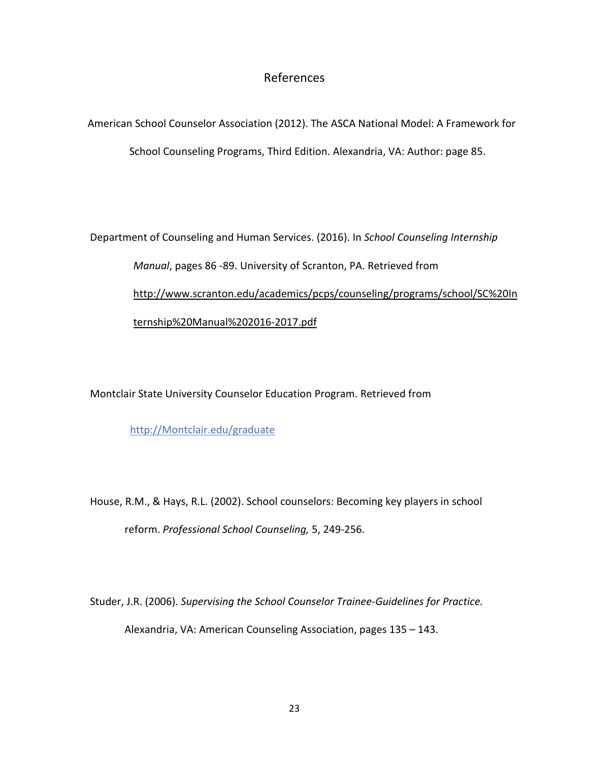# References

American School Counselor Association (2012). The ASCA National Model: A Framework for School Counseling Programs, Third Edition. Alexandria, VA: Author: page 85.

Department of Counseling and Human Services. (2016). In *School Counseling Internship Manual*, pages 86 -89. University of Scranton, PA. Retrieved from http://www.scranton.edu/academics/pcps/counseling/programs/school/SC%20Internship%20Manual%202016-2017.pdf

Montclair State University Counselor Education Program. Retrieved from http://Montclair.edu/graduate

House, R.M., & Hays, R.L. (2002). School counselors: Becoming key players in school reform. *Professional School Counseling,* 5, 249-256.

Studer, J.R. (2006). *Supervising the School Counselor Trainee-Guidelines for Practice.* Alexandria, VA: American Counseling Association, pages 135 – 143.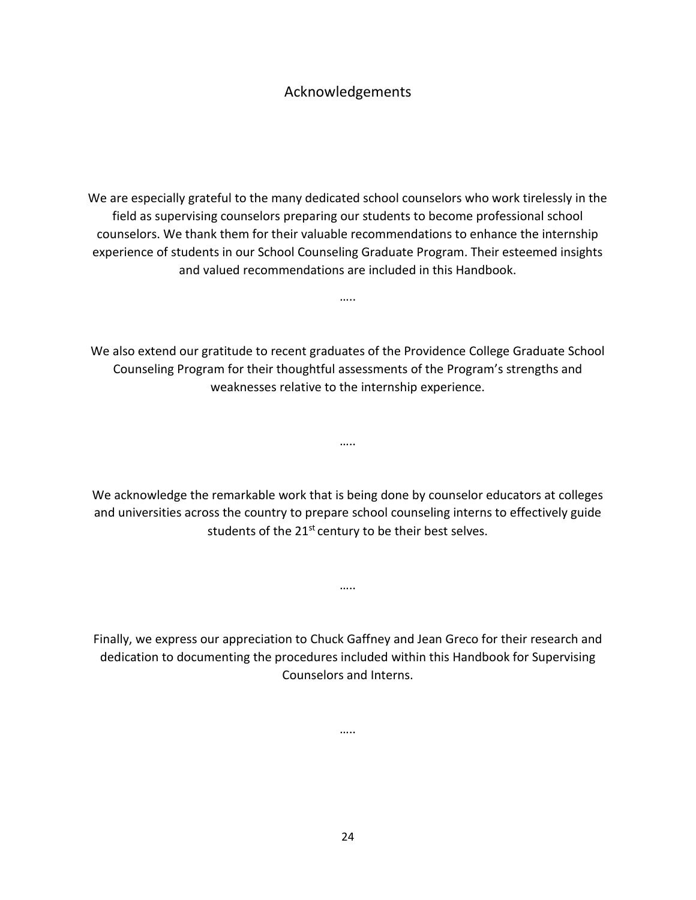# Acknowledgements

We are especially grateful to the many dedicated school counselors who work tirelessly in the field as supervising counselors preparing our students to become professional school counselors. We thank them for their valuable recommendations to enhance the internship experience of students in our School Counseling Graduate Program. Their esteemed insights and valued recommendations are included in this Handbook.

…..

We also extend our gratitude to recent graduates of the Providence College Graduate School Counseling Program for their thoughtful assessments of the Program's strengths and weaknesses relative to the internship experience.

…..

We acknowledge the remarkable work that is being done by counselor educators at colleges and universities across the country to prepare school counseling interns to effectively guide students of the 21st century to be their best selves.

…..

Finally, we express our appreciation to Chuck Gaffney and Jean Greco for their research and dedication to documenting the procedures included within this Handbook for Supervising Counselors and Interns.

…..